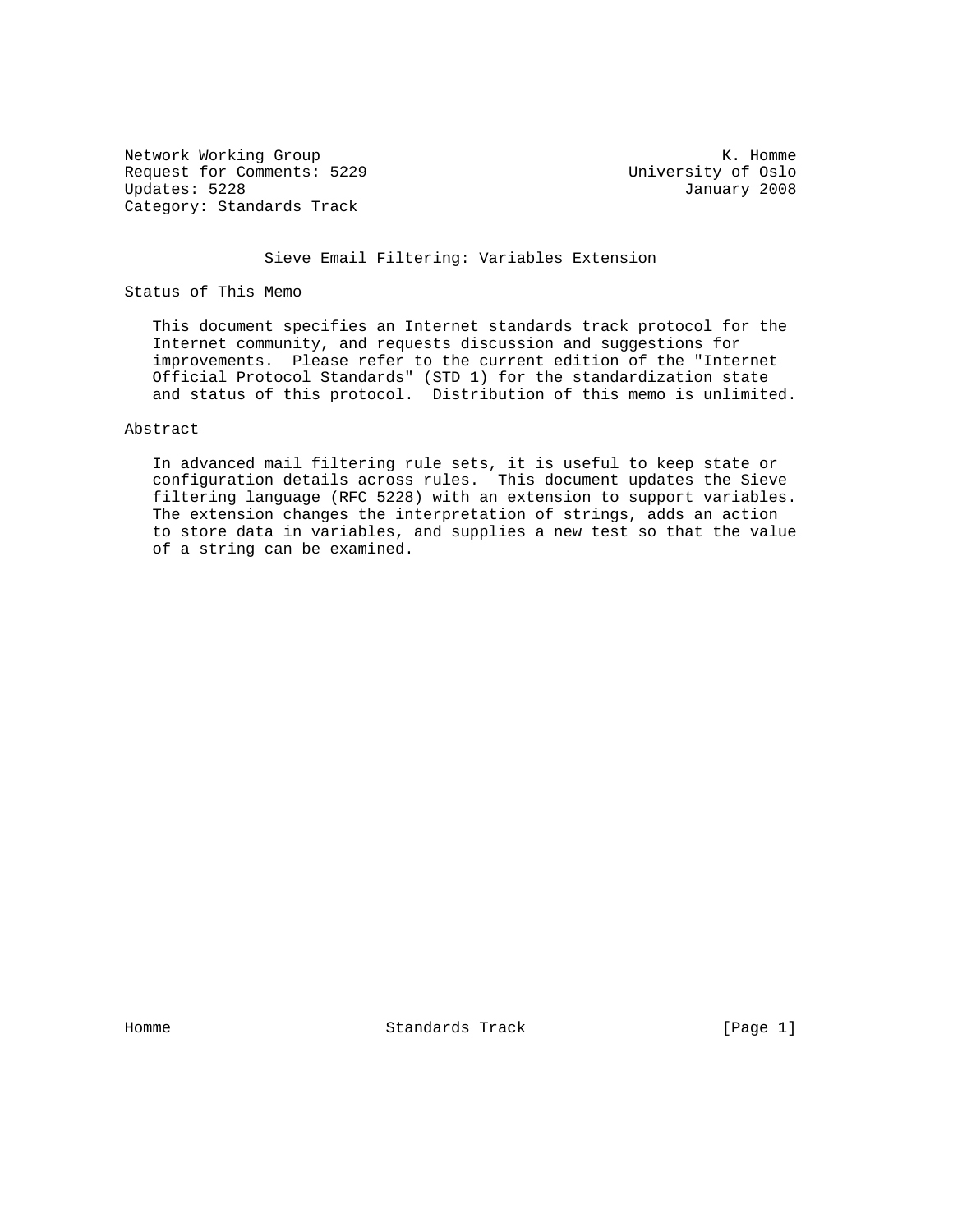Network Working Group K. Homme
Request for Comments: 5229 University of Oslo
Updates: 5228 January 2008
Category: Standards Track

# Sieve Email Filtering: Variables Extension

## Status of This Memo

This document specifies an Internet standards track protocol for the Internet community, and requests discussion and suggestions for improvements. Please refer to the current edition of the "Internet Official Protocol Standards" (STD 1) for the standardization state and status of this protocol. Distribution of this memo is unlimited.

## Abstract

In advanced mail filtering rule sets, it is useful to keep state or configuration details across rules. This document updates the Sieve filtering language (RFC 5228) with an extension to support variables. The extension changes the interpretation of strings, adds an action to store data in variables, and supplies a new test so that the value of a string can be examined.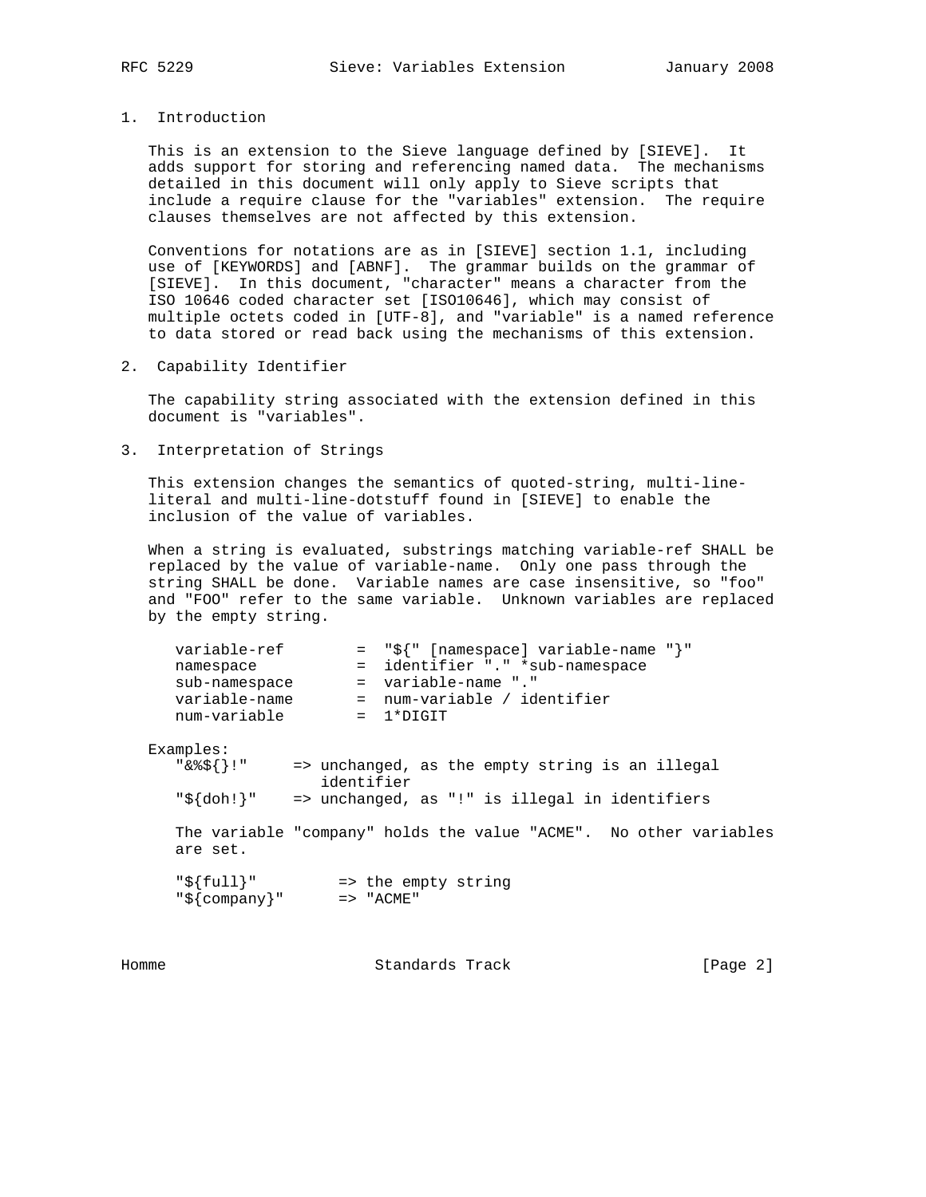## 1. Introduction

This is an extension to the Sieve language defined by [SIEVE]. It adds support for storing and referencing named data. The mechanisms detailed in this document will only apply to Sieve scripts that include a require clause for the "variables" extension. The require clauses themselves are not affected by this extension.

Conventions for notations are as in [SIEVE] section 1.1, including use of [KEYWORDS] and [ABNF]. The grammar builds on the grammar of [SIEVE]. In this document, "character" means a character from the ISO 10646 coded character set [ISO10646], which may consist of multiple octets coded in [UTF-8], and "variable" is a named reference to data stored or read back using the mechanisms of this extension.

## 2. Capability Identifier

The capability string associated with the extension defined in this document is "variables".

## 3. Interpretation of Strings

This extension changes the semantics of quoted-string, multi-line-literal and multi-line-dotstuff found in [SIEVE] to enable the inclusion of the value of variables.

When a string is evaluated, substrings matching variable-ref SHALL be replaced by the value of variable-name. Only one pass through the string SHALL be done. Variable names are case insensitive, so "foo" and "FOO" refer to the same variable. Unknown variables are replaced by the empty string.

```
variable-ref        =  "${" [namespace] variable-name "}"
namespace           =  identifier "." *sub-namespace
sub-namespace       =  variable-name "."
variable-name       =  num-variable / identifier
num-variable        =  1*DIGIT
```

Examples:

```
"&%${}!"     => unchanged, as the empty string is an illegal
                identifier
"${doh!}"    => unchanged, as "!" is illegal in identifiers
```

The variable "company" holds the value "ACME". No other variables are set.

```
"${full}"         => the empty string
"${company}"      => "ACME"
```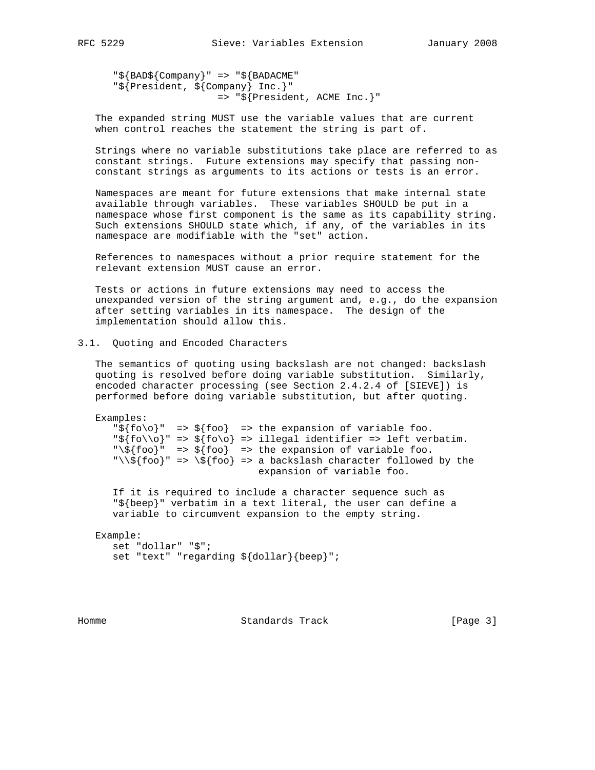```
"${BAD${Company}" => "${BADACME"
"${President, ${Company} Inc.}"
                  => "${President, ACME Inc.}"
```

The expanded string MUST use the variable values that are current when control reaches the statement the string is part of.

Strings where no variable substitutions take place are referred to as constant strings. Future extensions may specify that passing non-constant strings as arguments to its actions or tests is an error.

Namespaces are meant for future extensions that make internal state available through variables. These variables SHOULD be put in a namespace whose first component is the same as its capability string. Such extensions SHOULD state which, if any, of the variables in its namespace are modifiable with the "set" action.

References to namespaces without a prior require statement for the relevant extension MUST cause an error.

Tests or actions in future extensions may need to access the unexpanded version of the string argument and, e.g., do the expansion after setting variables in its namespace. The design of the implementation should allow this.

## 3.1. Quoting and Encoded Characters

The semantics of quoting using backslash are not changed: backslash quoting is resolved before doing variable substitution. Similarly, encoded character processing (see Section 2.4.2.4 of [SIEVE]) is performed before doing variable substitution, but after quoting.

Examples:

```
"${fo\o}"  => ${foo}  => the expansion of variable foo.
"${fo\\o}" => ${fo\o} => illegal identifier => left verbatim.
"\${foo}"  => ${foo}  => the expansion of variable foo.
"\\${foo}" => \${foo} => a backslash character followed by the
                         expansion of variable foo.
```

If it is required to include a character sequence such as "${beep}" verbatim in a text literal, the user can define a variable to circumvent expansion to the empty string.

Example:

```
set "dollar" "$";
set "text" "regarding ${dollar}{beep}";
```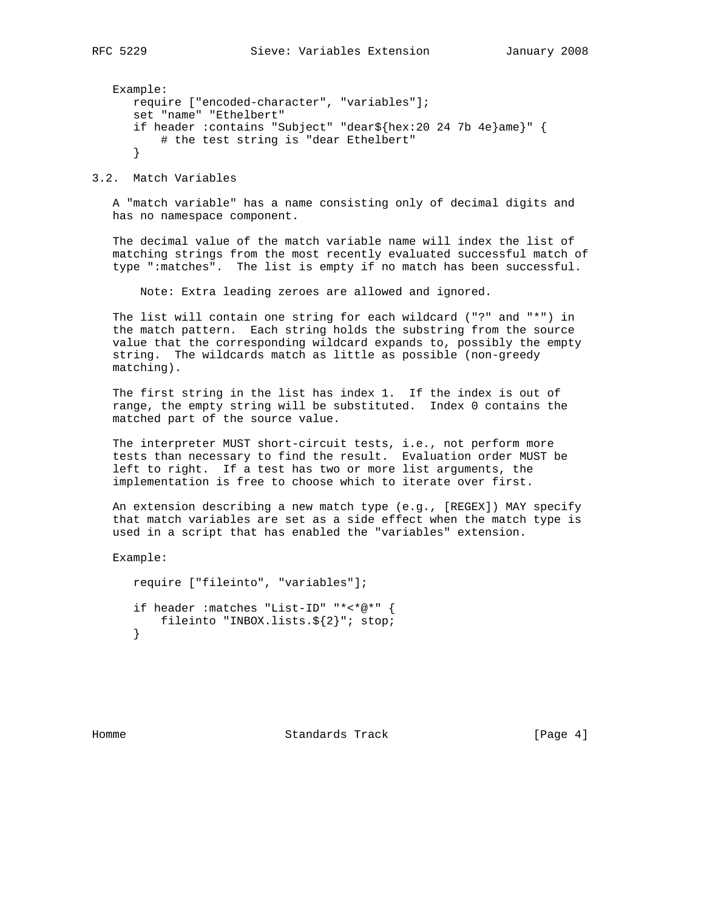Example:

```
require ["encoded-character", "variables"];
set "name" "Ethelbert"
if header :contains "Subject" "dear${hex:20 24 7b 4e}ame}" {
    # the test string is "dear Ethelbert"
}
```

### 3.2. Match Variables

A "match variable" has a name consisting only of decimal digits and has no namespace component.

The decimal value of the match variable name will index the list of matching strings from the most recently evaluated successful match of type ":matches". The list is empty if no match has been successful.

> Note: Extra leading zeroes are allowed and ignored.

The list will contain one string for each wildcard ("?" and "*") in the match pattern. Each string holds the substring from the source value that the corresponding wildcard expands to, possibly the empty string. The wildcards match as little as possible (non-greedy matching).

The first string in the list has index 1. If the index is out of range, the empty string will be substituted. Index 0 contains the matched part of the source value.

The interpreter MUST short-circuit tests, i.e., not perform more tests than necessary to find the result. Evaluation order MUST be left to right. If a test has two or more list arguments, the implementation is free to choose which to iterate over first.

An extension describing a new match type (e.g., [REGEX]) MAY specify that match variables are set as a side effect when the match type is used in a script that has enabled the "variables" extension.

Example:

```
require ["fileinto", "variables"];

if header :matches "List-ID" "*<*@*" {
    fileinto "INBOX.lists.${2}"; stop;
}
```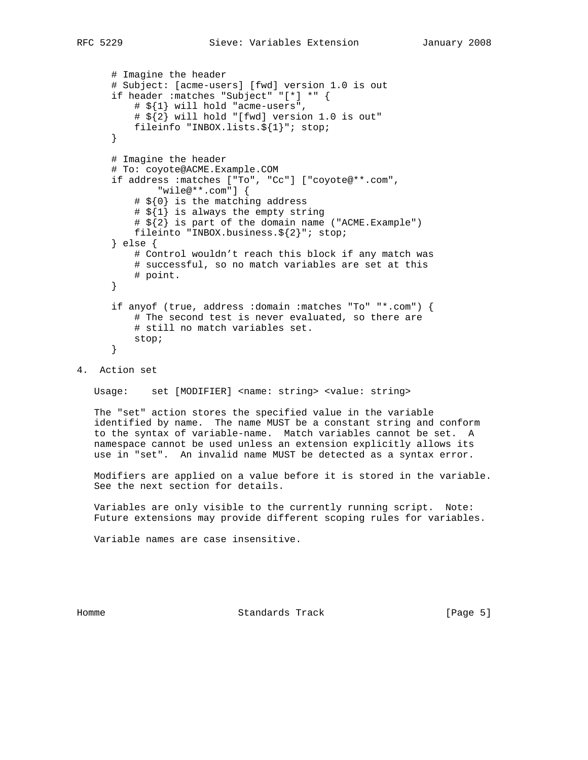```
# Imagine the header
# Subject: [acme-users] [fwd] version 1.0 is out
if header :matches "Subject" "[*] *" {
    # ${1} will hold "acme-users",
    # ${2} will hold "[fwd] version 1.0 is out"
    fileinfo "INBOX.lists.${1}"; stop;
}

# Imagine the header
# To: coyote@ACME.Example.COM
if address :matches ["To", "Cc"] ["coyote@**.com",
        "wile@**.com"] {
    # ${0} is the matching address
    # ${1} is always the empty string
    # ${2} is part of the domain name ("ACME.Example")
    fileinto "INBOX.business.${2}"; stop;
} else {
    # Control wouldn't reach this block if any match was
    # successful, so no match variables are set at this
    # point.
}

if anyof (true, address :domain :matches "To" "*.com") {
    # The second test is never evaluated, so there are
    # still no match variables set.
    stop;
}
```

## 4. Action set

Usage: set [MODIFIER] <name: string> <value: string>

The "set" action stores the specified value in the variable identified by name. The name MUST be a constant string and conform to the syntax of variable-name. Match variables cannot be set. A namespace cannot be used unless an extension explicitly allows its use in "set". An invalid name MUST be detected as a syntax error.

Modifiers are applied on a value before it is stored in the variable. See the next section for details.

Variables are only visible to the currently running script. Note: Future extensions may provide different scoping rules for variables.

Variable names are case insensitive.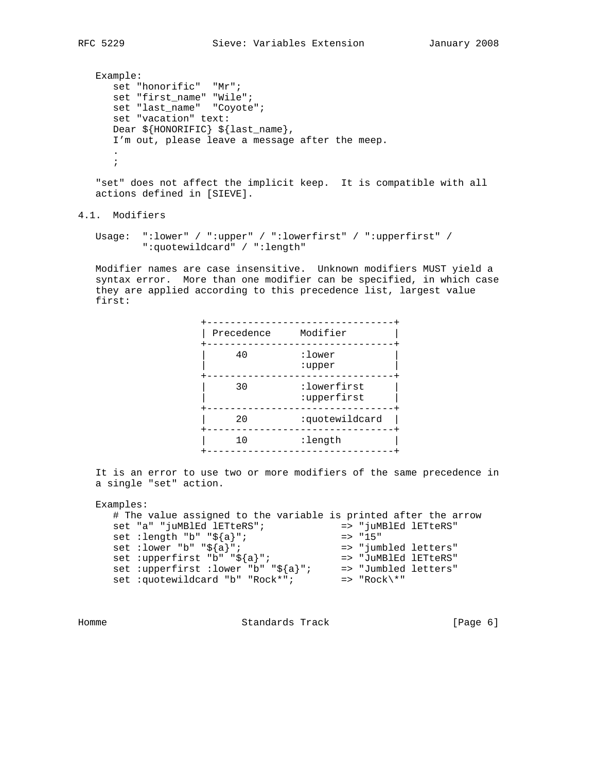Example:

```
set "honorific"  "Mr";
set "first_name" "Wile";
set "last_name"  "Coyote";
set "vacation" text:
Dear ${HONORIFIC} ${last_name},
I’m out, please leave a message after the meep.
.
;
```

"set" does not affect the implicit keep. It is compatible with all actions defined in [SIEVE].

## 4.1. Modifiers

Usage: ":lower" / ":upper" / ":lowerfirst" / ":upperfirst" / ":quotewildcard" / ":length"

Modifier names are case insensitive. Unknown modifiers MUST yield a syntax error. More than one modifier can be specified, in which case they are applied according to this precedence list, largest value first:

| Precedence | Modifier |
| --- | --- |
| 40 | :lower<br>:upper |
| 30 | :lowerfirst<br>:upperfirst |
| 20 | :quotewildcard |
| 10 | :length |

It is an error to use two or more modifiers of the same precedence in a single "set" action.

Examples:

```
# The value assigned to the variable is printed after the arrow
set "a" "juMBlEd lETteRS";             => "juMBlEd lETteRS"
set :length "b" "${a}";                => "15"
set :lower "b" "${a}";                 => "jumbled letters"
set :upperfirst "b" "${a}";            => "JuMBlEd lETteRS"
set :upperfirst :lower "b" "${a}";     => "Jumbled letters"
set :quotewildcard "b" "Rock*";        => "Rock\*"
```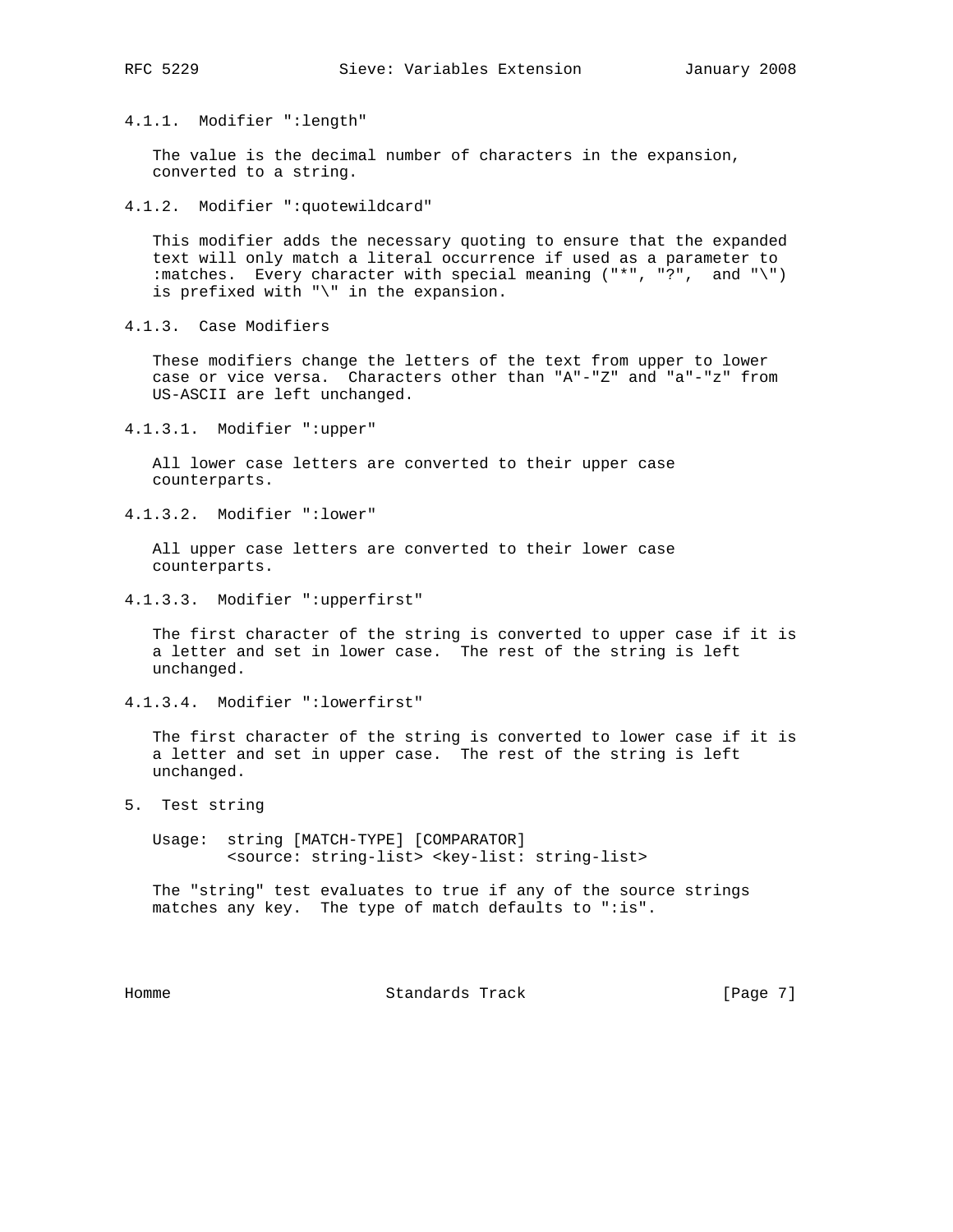#### 4.1.1. Modifier ":length"

The value is the decimal number of characters in the expansion, converted to a string.

#### 4.1.2. Modifier ":quotewildcard"

This modifier adds the necessary quoting to ensure that the expanded text will only match a literal occurrence if used as a parameter to :matches. Every character with special meaning ("*", "?", and "\") is prefixed with "\" in the expansion.

#### 4.1.3. Case Modifiers

These modifiers change the letters of the text from upper to lower case or vice versa. Characters other than "A"-"Z" and "a"-"z" from US-ASCII are left unchanged.

##### 4.1.3.1. Modifier ":upper"

All lower case letters are converted to their upper case counterparts.

##### 4.1.3.2. Modifier ":lower"

All upper case letters are converted to their lower case counterparts.

##### 4.1.3.3. Modifier ":upperfirst"

The first character of the string is converted to upper case if it is a letter and set in lower case. The rest of the string is left unchanged.

##### 4.1.3.4. Modifier ":lowerfirst"

The first character of the string is converted to lower case if it is a letter and set in upper case. The rest of the string is left unchanged.

## 5. Test string

```
Usage:  string [MATCH-TYPE] [COMPARATOR]
        <source: string-list> <key-list: string-list>
```

The "string" test evaluates to true if any of the source strings matches any key. The type of match defaults to ":is".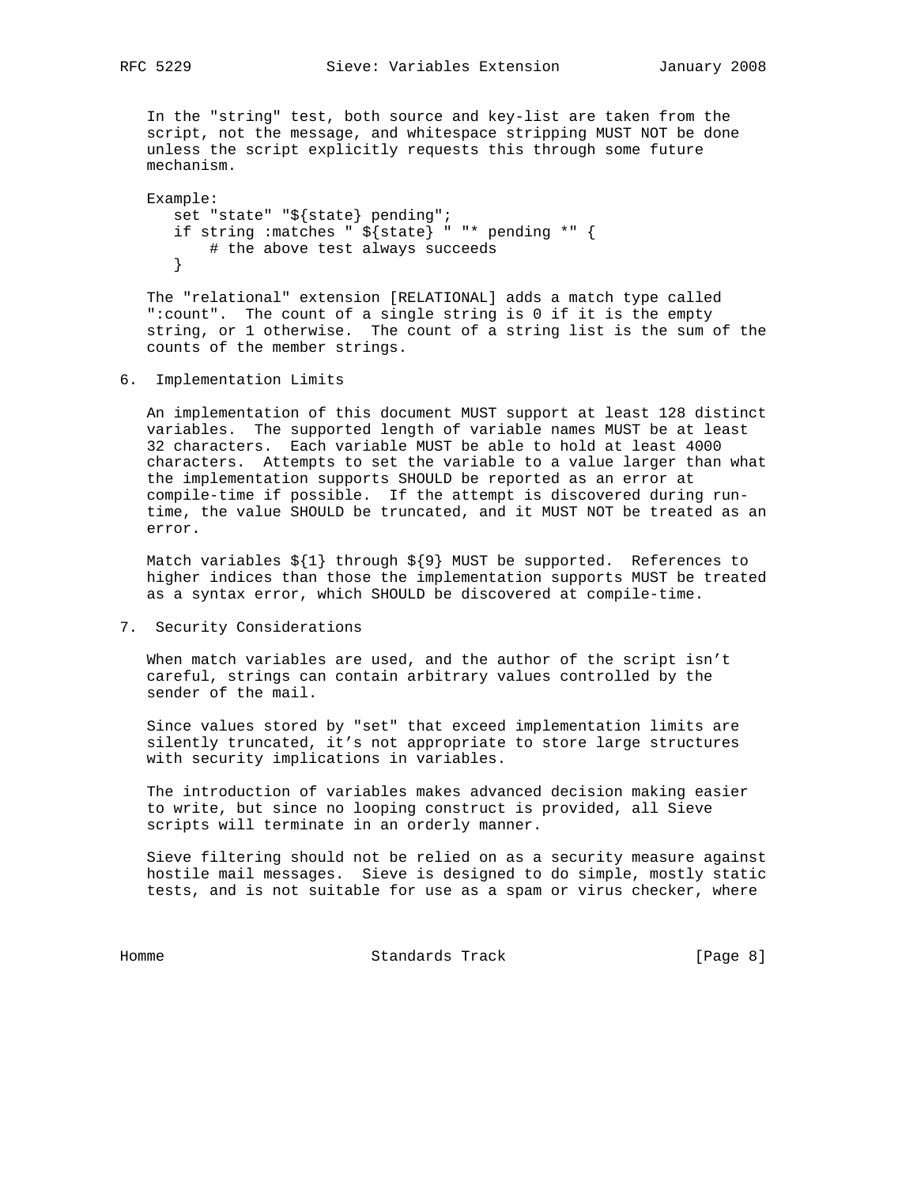In the "string" test, both source and key-list are taken from the script, not the message, and whitespace stripping MUST NOT be done unless the script explicitly requests this through some future mechanism.

Example:

```
set "state" "${state} pending";
if string :matches " ${state} " "* pending *" {
    # the above test always succeeds
}
```

The "relational" extension [RELATIONAL] adds a match type called ":count". The count of a single string is 0 if it is the empty string, or 1 otherwise. The count of a string list is the sum of the counts of the member strings.

## 6. Implementation Limits

An implementation of this document MUST support at least 128 distinct variables. The supported length of variable names MUST be at least 32 characters. Each variable MUST be able to hold at least 4000 characters. Attempts to set the variable to a value larger than what the implementation supports SHOULD be reported as an error at compile-time if possible. If the attempt is discovered during run-time, the value SHOULD be truncated, and it MUST NOT be treated as an error.

Match variables ${1} through ${9} MUST be supported. References to higher indices than those the implementation supports MUST be treated as a syntax error, which SHOULD be discovered at compile-time.

## 7. Security Considerations

When match variables are used, and the author of the script isn't careful, strings can contain arbitrary values controlled by the sender of the mail.

Since values stored by "set" that exceed implementation limits are silently truncated, it's not appropriate to store large structures with security implications in variables.

The introduction of variables makes advanced decision making easier to write, but since no looping construct is provided, all Sieve scripts will terminate in an orderly manner.

Sieve filtering should not be relied on as a security measure against hostile mail messages. Sieve is designed to do simple, mostly static tests, and is not suitable for use as a spam or virus checker, where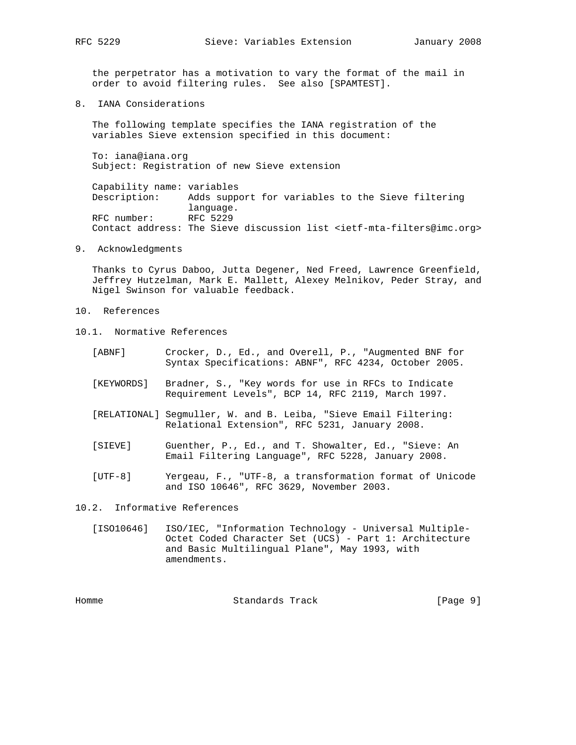the perpetrator has a motivation to vary the format of the mail in order to avoid filtering rules. See also [SPAMTEST].

## 8. IANA Considerations

The following template specifies the IANA registration of the variables Sieve extension specified in this document:

To: iana@iana.org
Subject: Registration of new Sieve extension

Capability name: variables
Description: Adds support for variables to the Sieve filtering language.
RFC number: RFC 5229
Contact address: The Sieve discussion list <ietf-mta-filters@imc.org>

## 9. Acknowledgments

Thanks to Cyrus Daboo, Jutta Degener, Ned Freed, Lawrence Greenfield, Jeffrey Hutzelman, Mark E. Mallett, Alexey Melnikov, Peder Stray, and Nigel Swinson for valuable feedback.

## 10. References

### 10.1. Normative References

[ABNF] Crocker, D., Ed., and Overell, P., "Augmented BNF for Syntax Specifications: ABNF", RFC 4234, October 2005.

[KEYWORDS] Bradner, S., "Key words for use in RFCs to Indicate Requirement Levels", BCP 14, RFC 2119, March 1997.

[RELATIONAL] Segmuller, W. and B. Leiba, "Sieve Email Filtering: Relational Extension", RFC 5231, January 2008.

[SIEVE] Guenther, P., Ed., and T. Showalter, Ed., "Sieve: An Email Filtering Language", RFC 5228, January 2008.

[UTF-8] Yergeau, F., "UTF-8, a transformation format of Unicode and ISO 10646", RFC 3629, November 2003.

### 10.2. Informative References

[ISO10646] ISO/IEC, "Information Technology - Universal Multiple-Octet Coded Character Set (UCS) - Part 1: Architecture and Basic Multilingual Plane", May 1993, with amendments.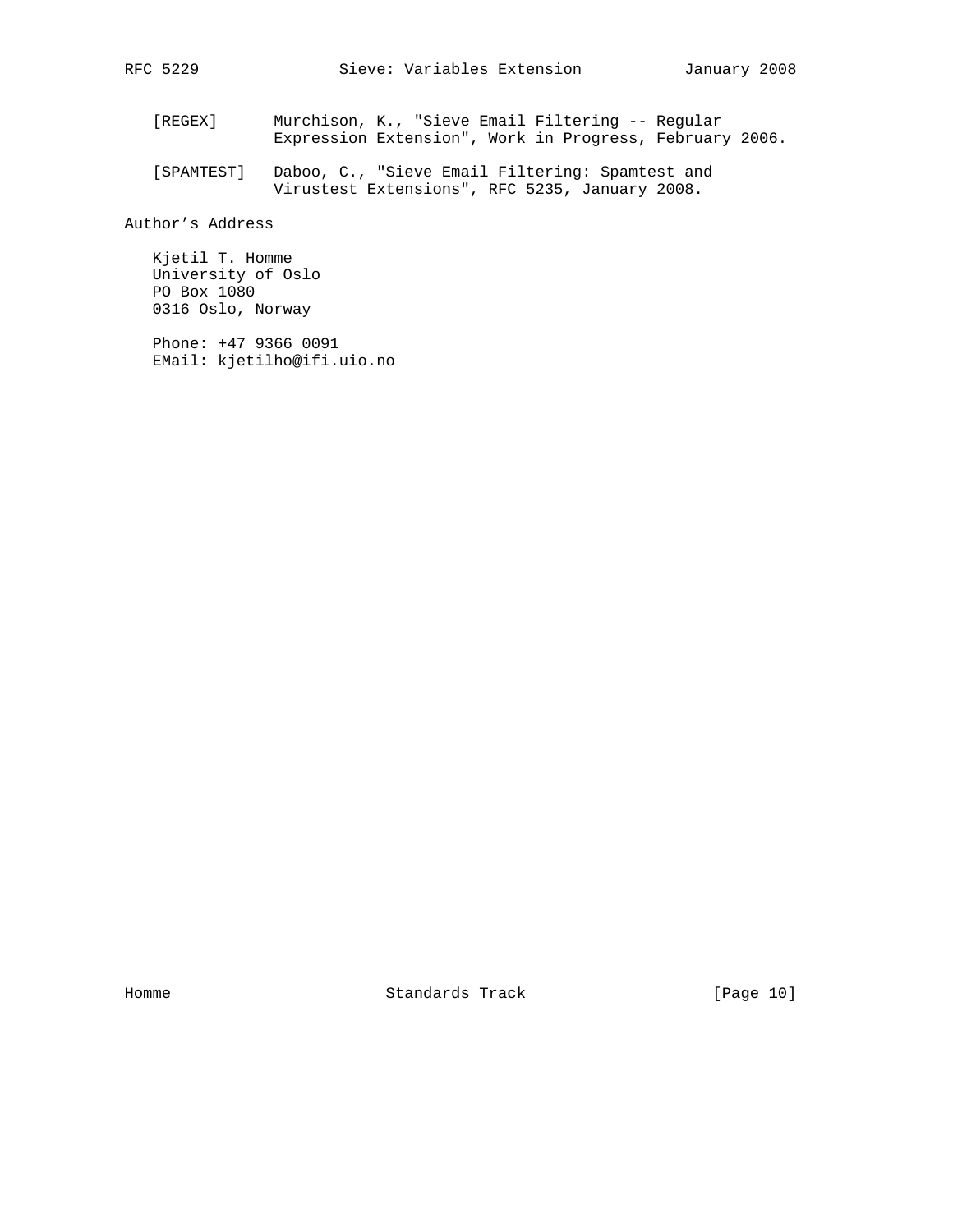[REGEX] Murchison, K., "Sieve Email Filtering -- Regular Expression Extension", Work in Progress, February 2006.

[SPAMTEST] Daboo, C., "Sieve Email Filtering: Spamtest and Virustest Extensions", RFC 5235, January 2008.

## Author's Address

Kjetil T. Homme
University of Oslo
PO Box 1080
0316 Oslo, Norway

Phone: +47 9366 0091
EMail: kjetilho@ifi.uio.no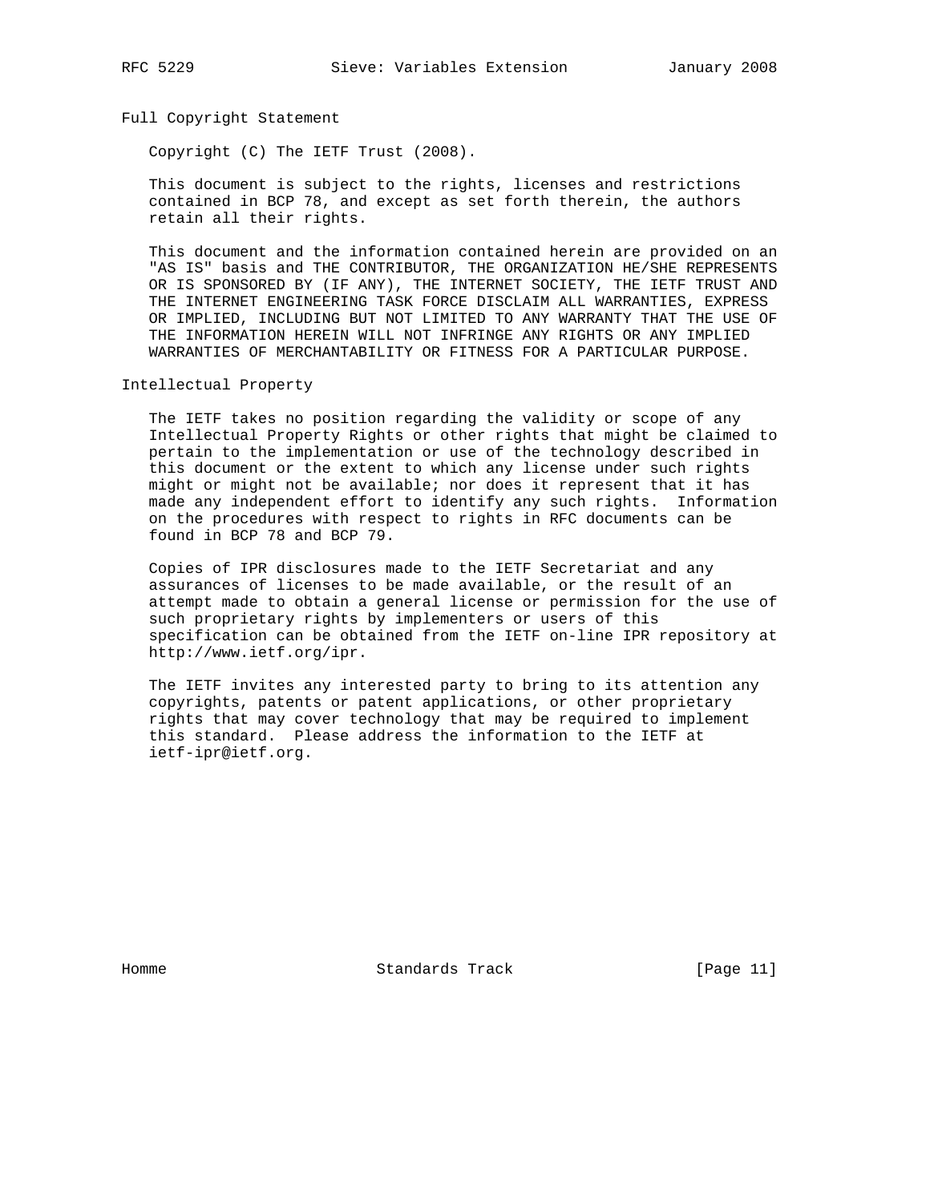## Full Copyright Statement

Copyright (C) The IETF Trust (2008).

This document is subject to the rights, licenses and restrictions contained in BCP 78, and except as set forth therein, the authors retain all their rights.

This document and the information contained herein are provided on an "AS IS" basis and THE CONTRIBUTOR, THE ORGANIZATION HE/SHE REPRESENTS OR IS SPONSORED BY (IF ANY), THE INTERNET SOCIETY, THE IETF TRUST AND THE INTERNET ENGINEERING TASK FORCE DISCLAIM ALL WARRANTIES, EXPRESS OR IMPLIED, INCLUDING BUT NOT LIMITED TO ANY WARRANTY THAT THE USE OF THE INFORMATION HEREIN WILL NOT INFRINGE ANY RIGHTS OR ANY IMPLIED WARRANTIES OF MERCHANTABILITY OR FITNESS FOR A PARTICULAR PURPOSE.

## Intellectual Property

The IETF takes no position regarding the validity or scope of any Intellectual Property Rights or other rights that might be claimed to pertain to the implementation or use of the technology described in this document or the extent to which any license under such rights might or might not be available; nor does it represent that it has made any independent effort to identify any such rights. Information on the procedures with respect to rights in RFC documents can be found in BCP 78 and BCP 79.

Copies of IPR disclosures made to the IETF Secretariat and any assurances of licenses to be made available, or the result of an attempt made to obtain a general license or permission for the use of such proprietary rights by implementers or users of this specification can be obtained from the IETF on-line IPR repository at http://www.ietf.org/ipr.

The IETF invites any interested party to bring to its attention any copyrights, patents or patent applications, or other proprietary rights that may cover technology that may be required to implement this standard. Please address the information to the IETF at ietf-ipr@ietf.org.